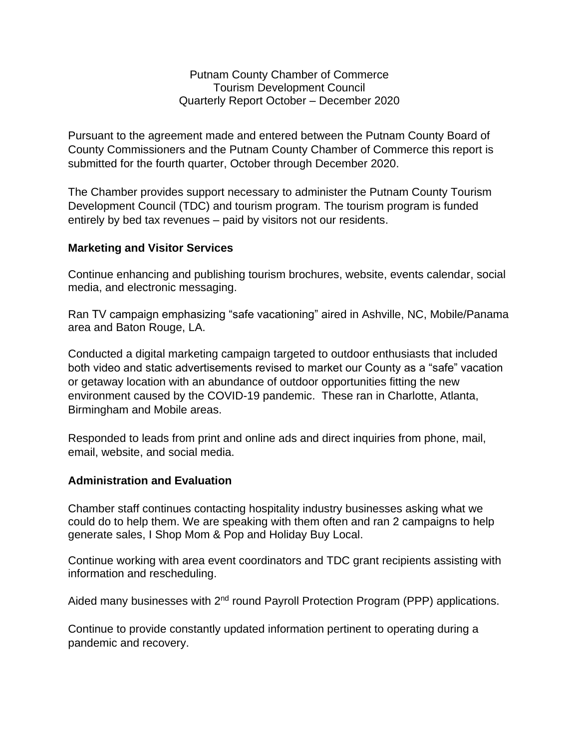Putnam County Chamber of Commerce
Tourism Development Council
Quarterly Report October – December 2020

Pursuant to the agreement made and entered between the Putnam County Board of County Commissioners and the Putnam County Chamber of Commerce this report is submitted for the fourth quarter, October through December 2020.

The Chamber provides support necessary to administer the Putnam County Tourism Development Council (TDC) and tourism program. The tourism program is funded entirely by bed tax revenues – paid by visitors not our residents.

**Marketing and Visitor Services**

Continue enhancing and publishing tourism brochures, website, events calendar, social media, and electronic messaging.

Ran TV campaign emphasizing "safe vacationing" aired in Ashville, NC, Mobile/Panama area and Baton Rouge, LA.

Conducted a digital marketing campaign targeted to outdoor enthusiasts that included both video and static advertisements revised to market our County as a "safe" vacation or getaway location with an abundance of outdoor opportunities fitting the new environment caused by the COVID-19 pandemic. These ran in Charlotte, Atlanta, Birmingham and Mobile areas.

Responded to leads from print and online ads and direct inquiries from phone, mail, email, website, and social media.

**Administration and Evaluation**

Chamber staff continues contacting hospitality industry businesses asking what we could do to help them. We are speaking with them often and ran 2 campaigns to help generate sales, I Shop Mom & Pop and Holiday Buy Local.

Continue working with area event coordinators and TDC grant recipients assisting with information and rescheduling.

Aided many businesses with 2nd round Payroll Protection Program (PPP) applications.

Continue to provide constantly updated information pertinent to operating during a pandemic and recovery.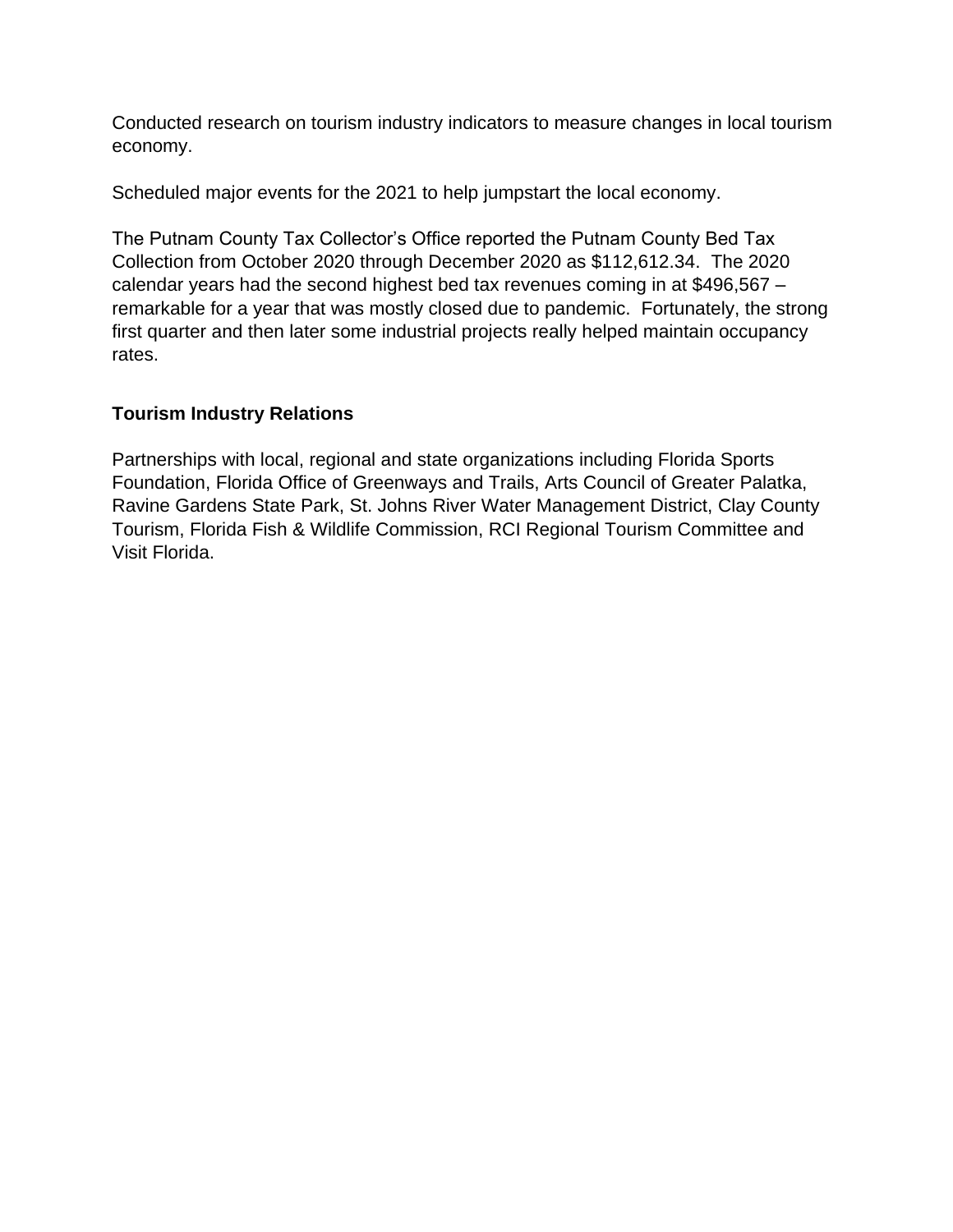Conducted research on tourism industry indicators to measure changes in local tourism economy.

Scheduled major events for the 2021 to help jumpstart the local economy.

The Putnam County Tax Collector's Office reported the Putnam County Bed Tax Collection from October 2020 through December 2020 as $112,612.34. The 2020 calendar years had the second highest bed tax revenues coming in at $496,567 – remarkable for a year that was mostly closed due to pandemic. Fortunately, the strong first quarter and then later some industrial projects really helped maintain occupancy rates.

**Tourism Industry Relations**

Partnerships with local, regional and state organizations including Florida Sports Foundation, Florida Office of Greenways and Trails, Arts Council of Greater Palatka, Ravine Gardens State Park, St. Johns River Water Management District, Clay County Tourism, Florida Fish & Wildlife Commission, RCI Regional Tourism Committee and Visit Florida.